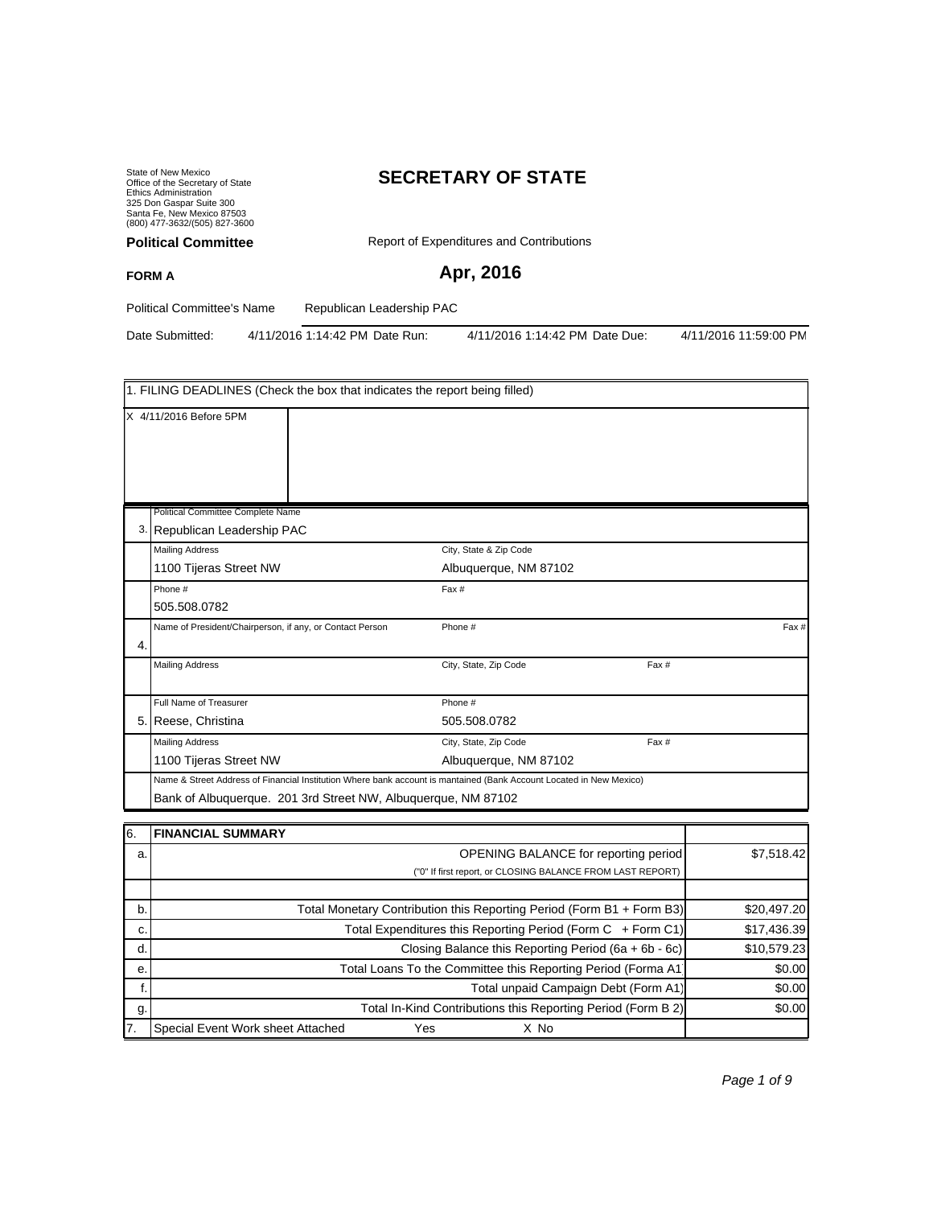State of New Mexico
Office of the Secretary of State
Ethics Administration
325 Don Gaspar Suite 300
Santa Fe, New Mexico 87503
(800) 477-3632/(505) 827-3600

# SECRETARY OF STATE

**Political Committee** Report of Expenditures and Contributions

**FORM A**

## Apr, 2016

Political Committee's Name Republican Leadership PAC

Date Submitted: 4/11/2016 1:14:42 PM Date Run: 4/11/2016 1:14:42 PM Date Due: 4/11/2016 11:59:00 PM

| 1. FILING DEADLINES (Check the box that indicates the report being filled) | |
|---|---|
| X 4/11/2016 Before 5PM | |

| | | | |
|---|---|---|---|
| 3. | Political Committee Complete Name<br>Republican Leadership PAC | | |
| | Mailing Address<br>1100 Tijeras Street NW | City, State & Zip Code<br>Albuquerque, NM 87102 | |
| | Phone #<br>505.508.0782 | Fax # | |
| 4. | Name of President/Chairperson, if any, or Contact Person | Phone # | Fax # |
| | Mailing Address | City, State, Zip Code | Fax # |
| 5. | Full Name of Treasurer<br>Reese, Christina | Phone #<br>505.508.0782 | |
| | Mailing Address<br>1100 Tijeras Street NW | City, State, Zip Code<br>Albuquerque, NM 87102 | Fax # |
| | Name & Street Address of Financial Institution Where bank account is mantained (Bank Account Located in New Mexico)<br>Bank of Albuquerque. 201 3rd Street NW, Albuquerque, NM 87102 | | |

| 6. | **FINANCIAL SUMMARY** | |
|---|---|---|
| a. | OPENING BALANCE for reporting period<br>("0" If first report, or CLOSING BALANCE FROM LAST REPORT) | $7,518.42 |
| | | |
| b. | Total Monetary Contribution this Reporting Period (Form B1 + Form B3) | $20,497.20 |
| c. | Total Expenditures this Reporting Period (Form C + Form C1) | $17,436.39 |
| d. | Closing Balance this Reporting Period (6a + 6b - 6c) | $10,579.23 |
| e. | Total Loans To the Committee this Reporting Period (Forma A1 | $0.00 |
| f. | Total unpaid Campaign Debt (Form A1) | $0.00 |
| g. | Total In-Kind Contributions this Reporting Period (Form B 2) | $0.00 |
| 7. | Special Event Work sheet Attached Yes X No | |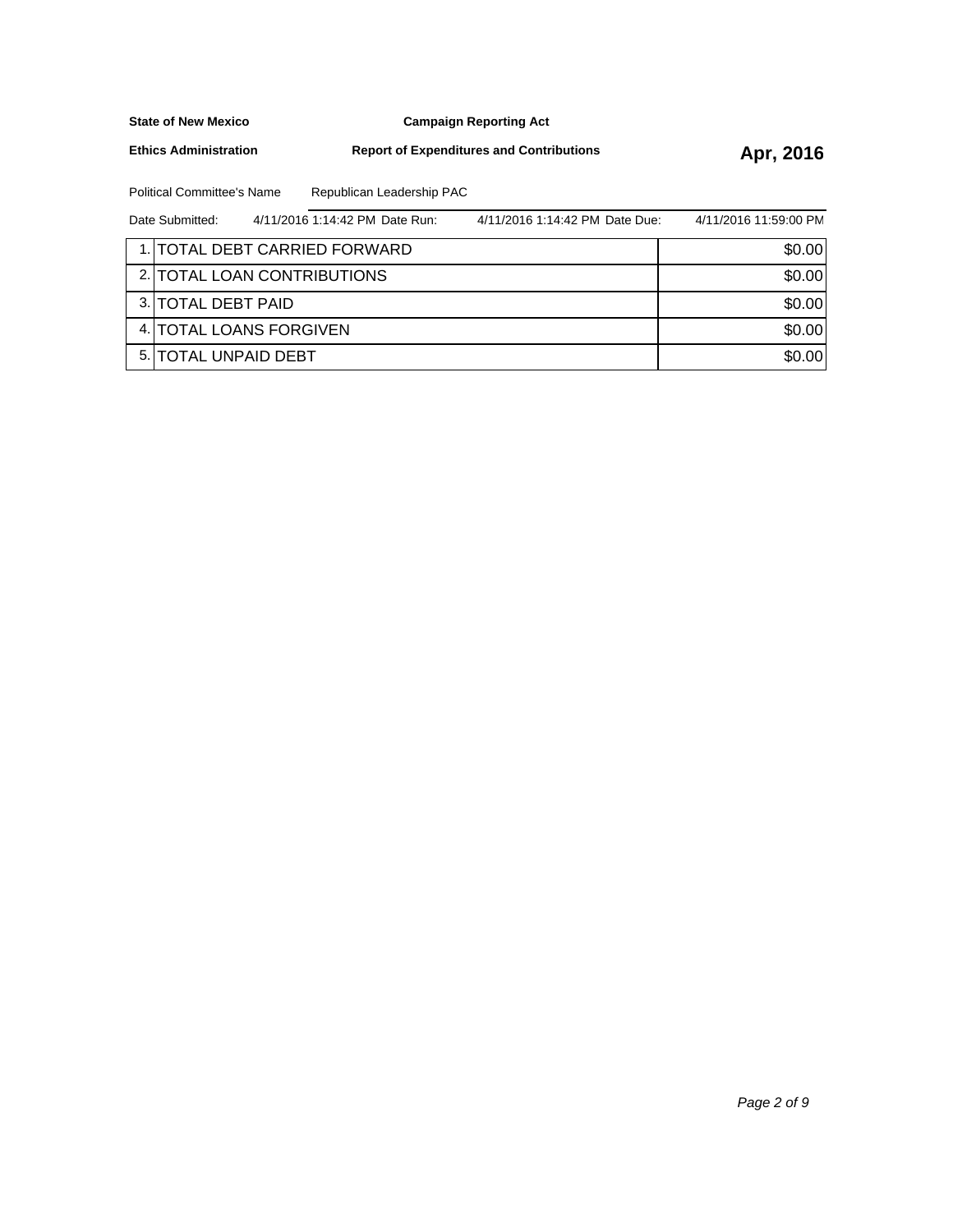**State of New Mexico** **Campaign Reporting Act**

**Ethics Administration** **Report of Expenditures and Contributions** **Apr, 2016**

Political Committee's Name Republican Leadership PAC

Date Submitted: 4/11/2016 1:14:42 PM Date Run: 4/11/2016 1:14:42 PM Date Due: 4/11/2016 11:59:00 PM

| | | |
|---|---|---|
| 1. | TOTAL DEBT CARRIED FORWARD | $0.00 |
| 2. | TOTAL LOAN CONTRIBUTIONS | $0.00 |
| 3. | TOTAL DEBT PAID | $0.00 |
| 4. | TOTAL LOANS FORGIVEN | $0.00 |
| 5. | TOTAL UNPAID DEBT | $0.00 |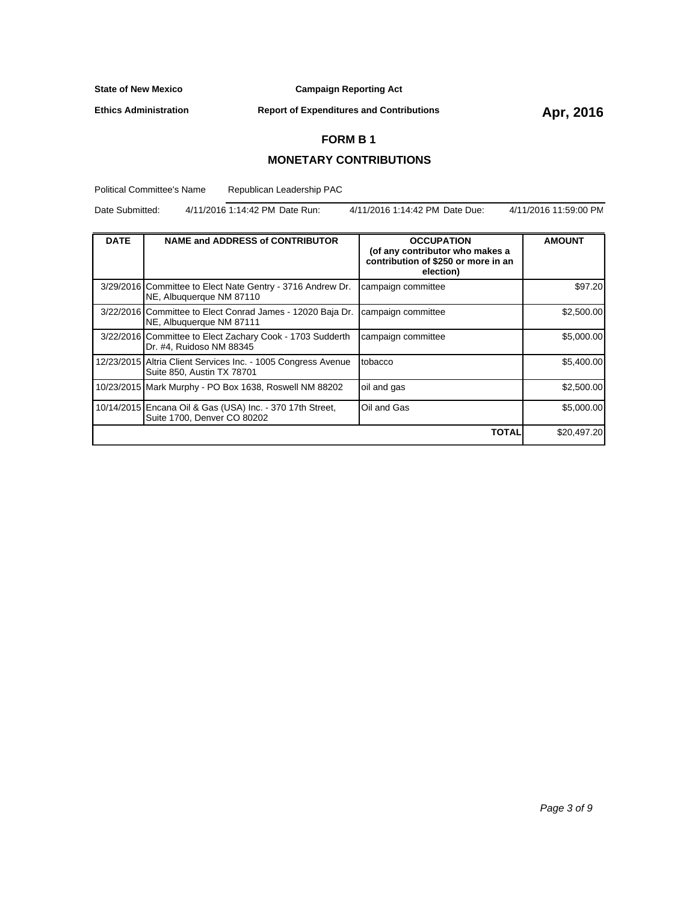**State of New Mexico** **Campaign Reporting Act**

**Ethics Administration** **Report of Expenditures and Contributions** **Apr, 2016**

## FORM B 1

## MONETARY CONTRIBUTIONS

Political Committee's Name Republican Leadership PAC

Date Submitted: 4/11/2016 1:14:42 PM Date Run: 4/11/2016 1:14:42 PM Date Due: 4/11/2016 11:59:00 PM

| DATE | NAME and ADDRESS of CONTRIBUTOR | OCCUPATION (of any contributor who makes a contribution of $250 or more in an election) | AMOUNT |
|---|---|---|---|
| 3/29/2016 | Committee to Elect Nate Gentry - 3716 Andrew Dr. NE, Albuquerque NM 87110 | campaign committee | $97.20 |
| 3/22/2016 | Committee to Elect Conrad James - 12020 Baja Dr. NE, Albuquerque NM 87111 | campaign committee | $2,500.00 |
| 3/22/2016 | Committee to Elect Zachary Cook - 1703 Sudderth Dr. #4, Ruidoso NM 88345 | campaign committee | $5,000.00 |
| 12/23/2015 | Altria Client Services Inc. - 1005 Congress Avenue Suite 850, Austin TX 78701 | tobacco | $5,400.00 |
| 10/23/2015 | Mark Murphy - PO Box 1638, Roswell NM 88202 | oil and gas | $2,500.00 |
| 10/14/2015 | Encana Oil & Gas (USA) Inc. - 370 17th Street, Suite 1700, Denver CO 80202 | Oil and Gas | $5,000.00 |
| | | **TOTAL** | $20,497.20 |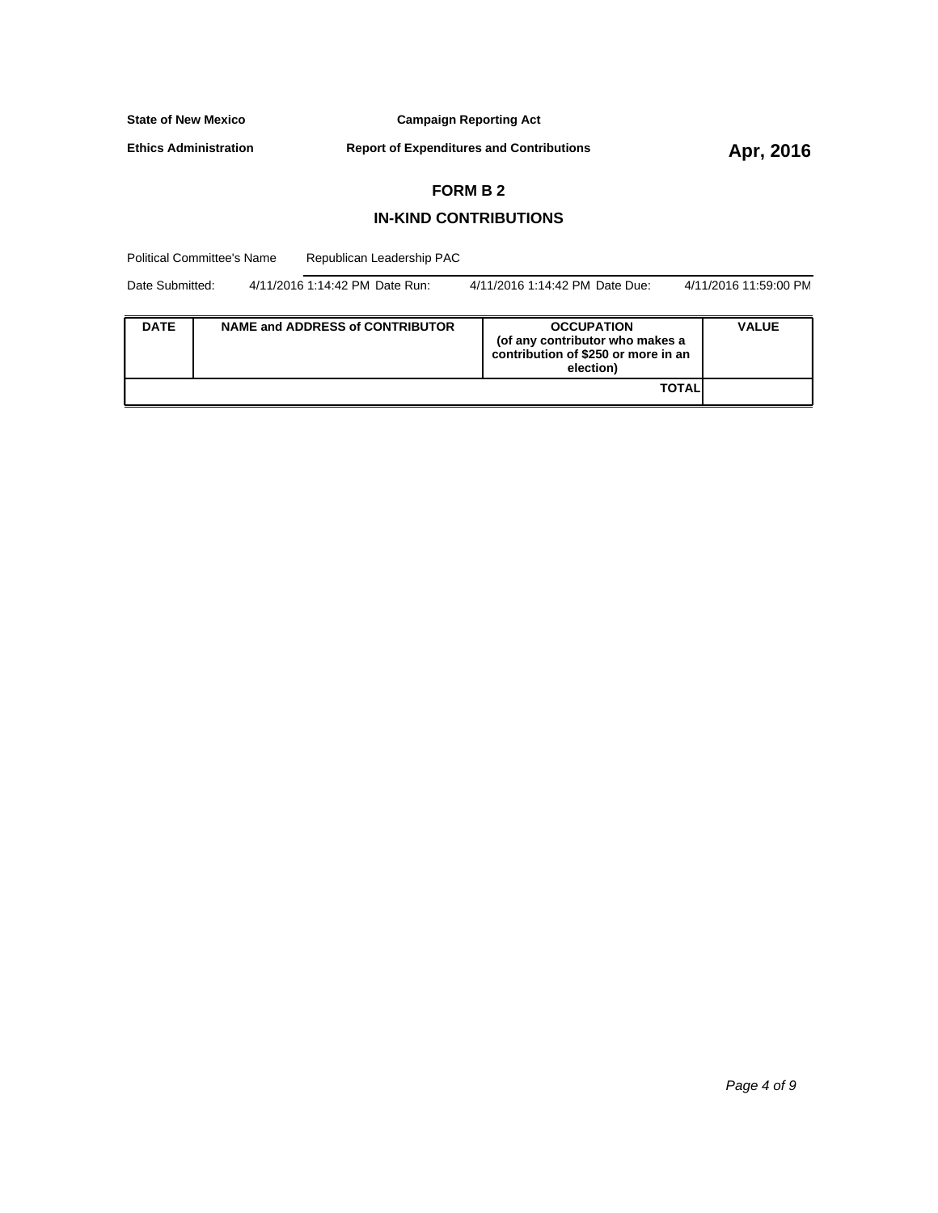**State of New Mexico** **Campaign Reporting Act**

**Ethics Administration** **Report of Expenditures and Contributions** **Apr, 2016**

## FORM B 2

## IN-KIND CONTRIBUTIONS

Political Committee's Name Republican Leadership PAC

Date Submitted: 4/11/2016 1:14:42 PM Date Run: 4/11/2016 1:14:42 PM Date Due: 4/11/2016 11:59:00 PM

| DATE | NAME and ADDRESS of CONTRIBUTOR | OCCUPATION (of any contributor who makes a contribution of $250 or more in an election) | VALUE |
|---|---|---|---|
| | | **TOTAL** | |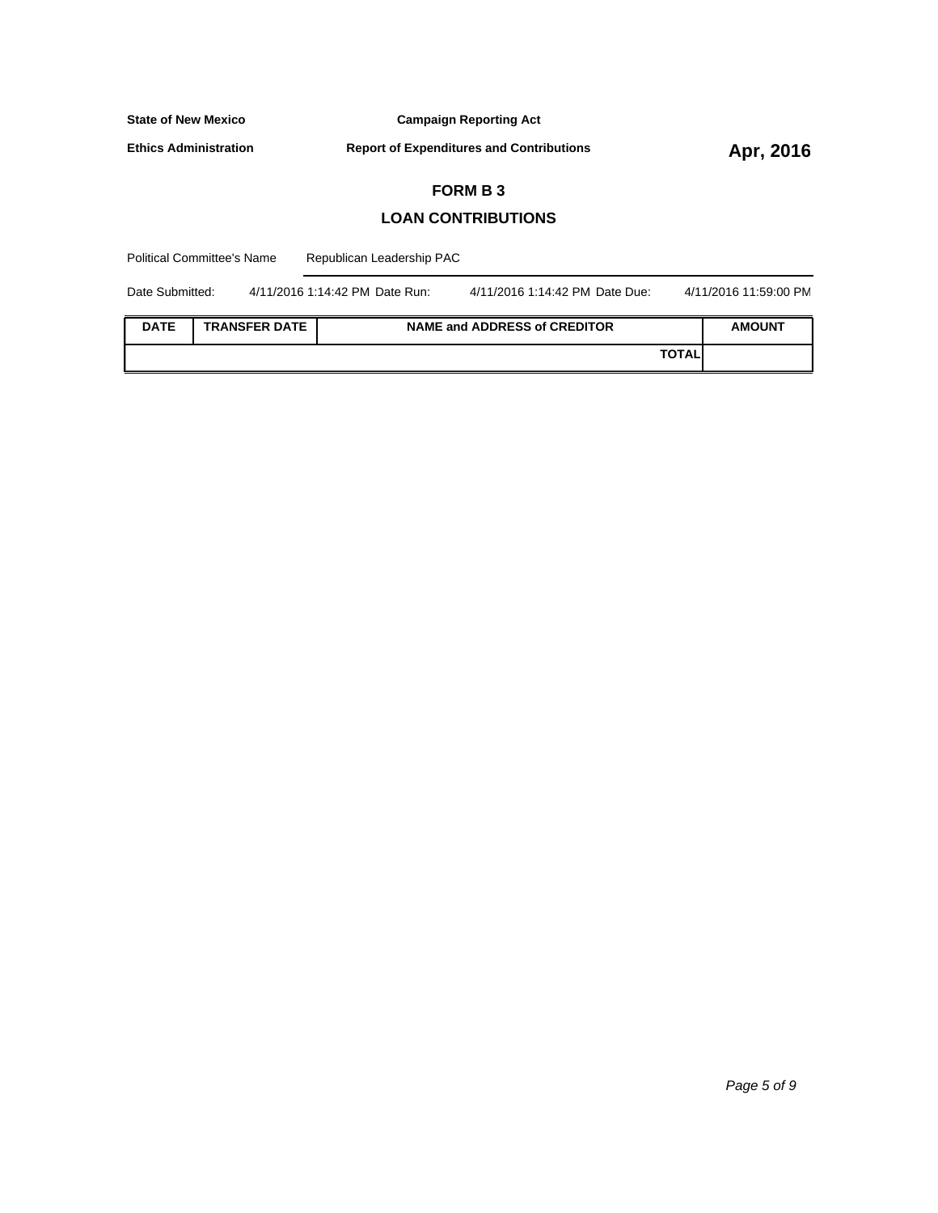**State of New Mexico** **Campaign Reporting Act**

**Ethics Administration** **Report of Expenditures and Contributions** **Apr, 2016**

## FORM B 3

## LOAN CONTRIBUTIONS

Political Committee's Name Republican Leadership PAC

Date Submitted: 4/11/2016 1:14:42 PM Date Run: 4/11/2016 1:14:42 PM Date Due: 4/11/2016 11:59:00 PM

| DATE | TRANSFER DATE | NAME and ADDRESS of CREDITOR | AMOUNT |
|---|---|---|---|
| | | **TOTAL** | |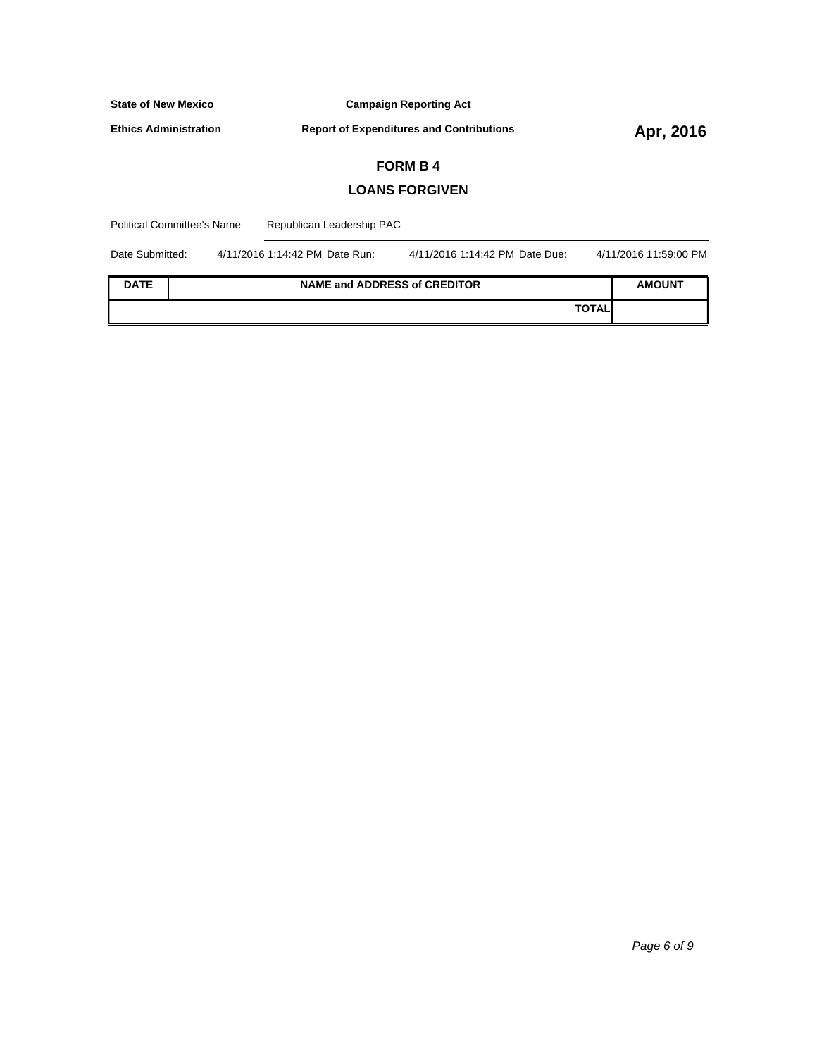**State of New Mexico** **Campaign Reporting Act**

**Ethics Administration** **Report of Expenditures and Contributions** **Apr, 2016**

## FORM B 4

## LOANS FORGIVEN

Political Committee's Name Republican Leadership PAC

Date Submitted: 4/11/2016 1:14:42 PM Date Run: 4/11/2016 1:14:42 PM Date Due: 4/11/2016 11:59:00 PM

| DATE | NAME and ADDRESS of CREDITOR | AMOUNT |
|---|---|---|
| | **TOTAL** | |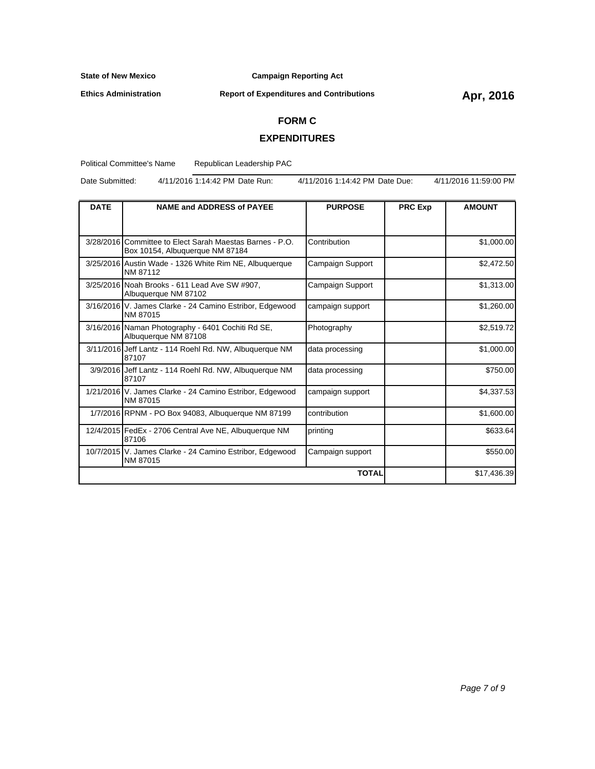**State of New Mexico** **Campaign Reporting Act**

**Ethics Administration** **Report of Expenditures and Contributions** **Apr, 2016**

## FORM C

## EXPENDITURES

Political Committee's Name Republican Leadership PAC

Date Submitted: 4/11/2016 1:14:42 PM Date Run: 4/11/2016 1:14:42 PM Date Due: 4/11/2016 11:59:00 PM

| DATE | NAME and ADDRESS of PAYEE | PURPOSE | PRC Exp | AMOUNT |
|---|---|---|---|---|
| 3/28/2016 | Committee to Elect Sarah Maestas Barnes - P.O. Box 10154, Albuquerque NM 87184 | Contribution | | $1,000.00 |
| 3/25/2016 | Austin Wade - 1326 White Rim NE, Albuquerque NM 87112 | Campaign Support | | $2,472.50 |
| 3/25/2016 | Noah Brooks - 611 Lead Ave SW #907, Albuquerque NM 87102 | Campaign Support | | $1,313.00 |
| 3/16/2016 | V. James Clarke - 24 Camino Estribor, Edgewood NM 87015 | campaign support | | $1,260.00 |
| 3/16/2016 | Naman Photography - 6401 Cochiti Rd SE, Albuquerque NM 87108 | Photography | | $2,519.72 |
| 3/11/2016 | Jeff Lantz - 114 Roehl Rd. NW, Albuquerque NM 87107 | data processing | | $1,000.00 |
| 3/9/2016 | Jeff Lantz - 114 Roehl Rd. NW, Albuquerque NM 87107 | data processing | | $750.00 |
| 1/21/2016 | V. James Clarke - 24 Camino Estribor, Edgewood NM 87015 | campaign support | | $4,337.53 |
| 1/7/2016 | RPNM - PO Box 94083, Albuquerque NM 87199 | contribution | | $1,600.00 |
| 12/4/2015 | FedEx - 2706 Central Ave NE, Albuquerque NM 87106 | printing | | $633.64 |
| 10/7/2015 | V. James Clarke - 24 Camino Estribor, Edgewood NM 87015 | Campaign support | | $550.00 |
| | | **TOTAL** | | $17,436.39 |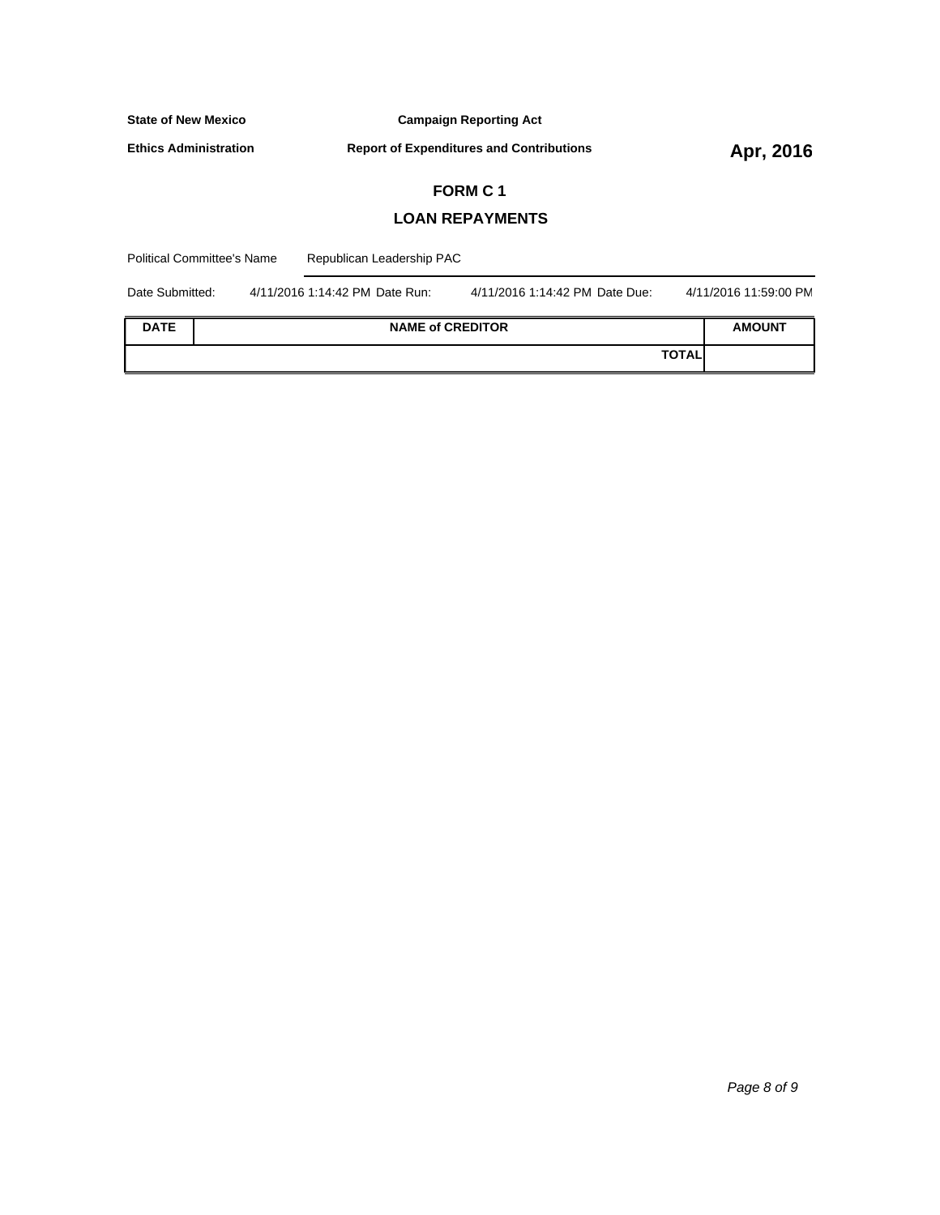**State of New Mexico** **Campaign Reporting Act**

**Ethics Administration** **Report of Expenditures and Contributions** **Apr, 2016**

## FORM C 1

## LOAN REPAYMENTS

Political Committee's Name Republican Leadership PAC

Date Submitted: 4/11/2016 1:14:42 PM Date Run: 4/11/2016 1:14:42 PM Date Due: 4/11/2016 11:59:00 PM

| DATE | NAME of CREDITOR | AMOUNT |
|---|---|---|
| | **TOTAL** | |